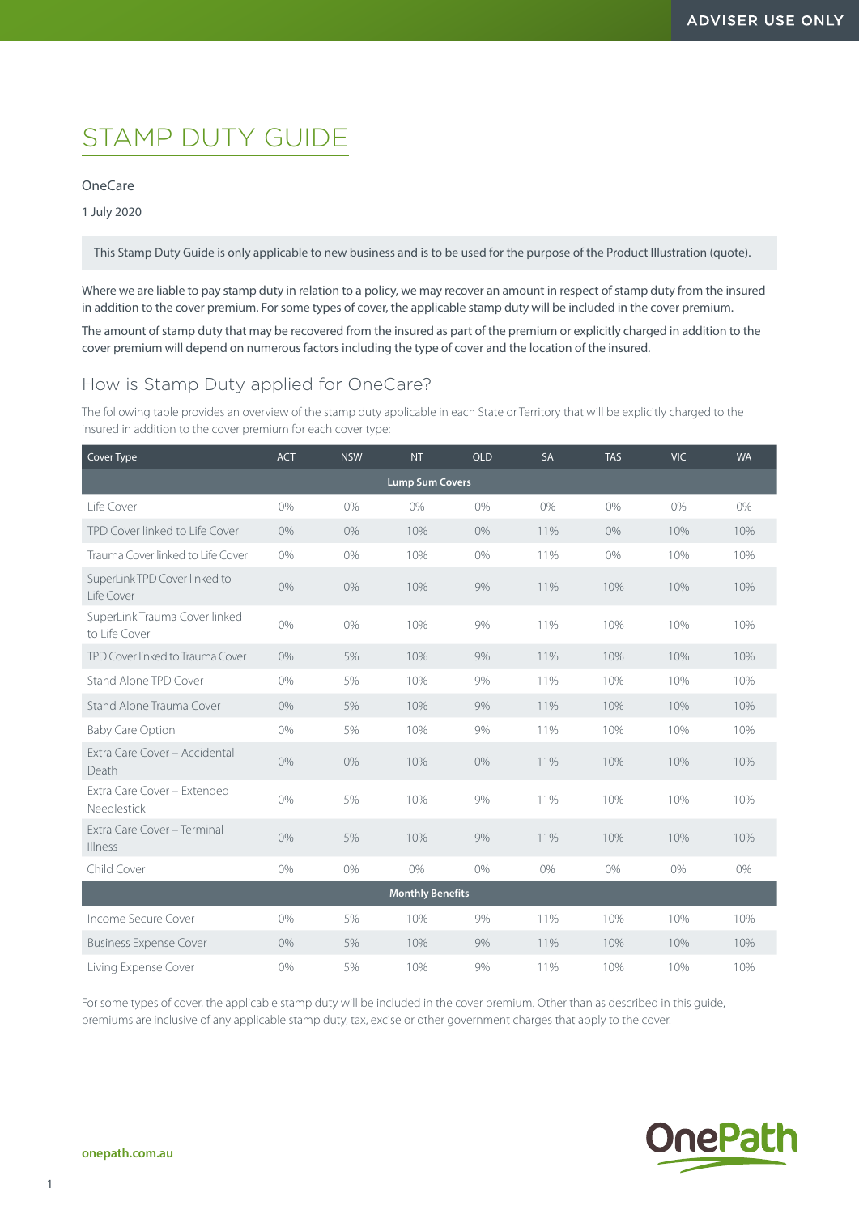ADVISER USE ONLY

# STAMP DUTY GUIDE

OneCare

1 July 2020

This Stamp Duty Guide is only applicable to new business and is to be used for the purpose of the Product Illustration (quote).

Where we are liable to pay stamp duty in relation to a policy, we may recover an amount in respect of stamp duty from the insured in addition to the cover premium. For some types of cover, the applicable stamp duty will be included in the cover premium.

The amount of stamp duty that may be recovered from the insured as part of the premium or explicitly charged in addition to the cover premium will depend on numerous factors including the type of cover and the location of the insured.

## How is Stamp Duty applied for OneCare?

The following table provides an overview of the stamp duty applicable in each State or Territory that will be explicitly charged to the insured in addition to the cover premium for each cover type:

| Cover Type | ACT | NSW | NT | QLD | SA | TAS | VIC | WA |
|---|---|---|---|---|---|---|---|---|
| **Lump Sum Covers** | | | | | | | | |
| Life Cover | 0% | 0% | 0% | 0% | 0% | 0% | 0% | 0% |
| TPD Cover linked to Life Cover | 0% | 0% | 10% | 0% | 11% | 0% | 10% | 10% |
| Trauma Cover linked to Life Cover | 0% | 0% | 10% | 0% | 11% | 0% | 10% | 10% |
| SuperLink TPD Cover linked to Life Cover | 0% | 0% | 10% | 9% | 11% | 10% | 10% | 10% |
| SuperLink Trauma Cover linked to Life Cover | 0% | 0% | 10% | 9% | 11% | 10% | 10% | 10% |
| TPD Cover linked to Trauma Cover | 0% | 5% | 10% | 9% | 11% | 10% | 10% | 10% |
| Stand Alone TPD Cover | 0% | 5% | 10% | 9% | 11% | 10% | 10% | 10% |
| Stand Alone Trauma Cover | 0% | 5% | 10% | 9% | 11% | 10% | 10% | 10% |
| Baby Care Option | 0% | 5% | 10% | 9% | 11% | 10% | 10% | 10% |
| Extra Care Cover – Accidental Death | 0% | 0% | 10% | 0% | 11% | 10% | 10% | 10% |
| Extra Care Cover – Extended Needlestick | 0% | 5% | 10% | 9% | 11% | 10% | 10% | 10% |
| Extra Care Cover – Terminal Illness | 0% | 5% | 10% | 9% | 11% | 10% | 10% | 10% |
| Child Cover | 0% | 0% | 0% | 0% | 0% | 0% | 0% | 0% |
| **Monthly Benefits** | | | | | | | | |
| Income Secure Cover | 0% | 5% | 10% | 9% | 11% | 10% | 10% | 10% |
| Business Expense Cover | 0% | 5% | 10% | 9% | 11% | 10% | 10% | 10% |
| Living Expense Cover | 0% | 5% | 10% | 9% | 11% | 10% | 10% | 10% |

For some types of cover, the applicable stamp duty will be included in the cover premium. Other than as described in this guide, premiums are inclusive of any applicable stamp duty, tax, excise or other government charges that apply to the cover.

onepath.com.au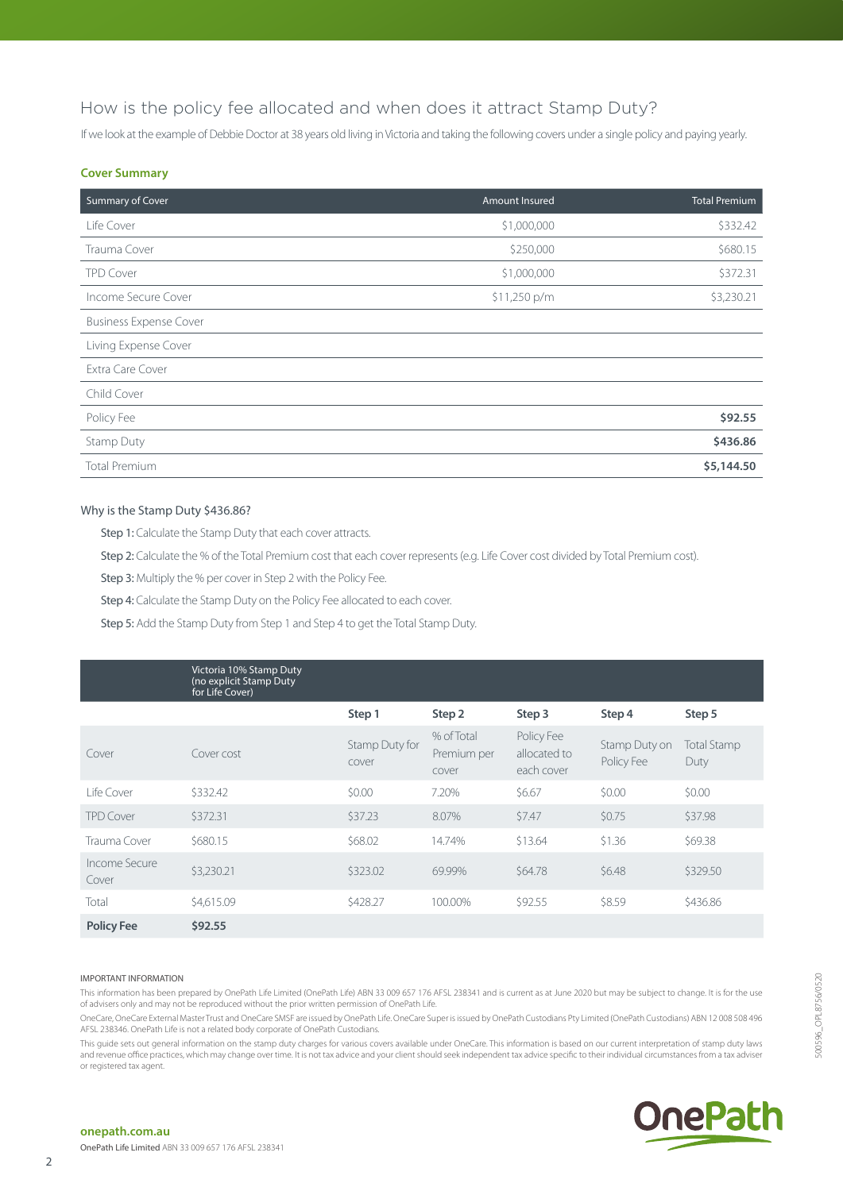## How is the policy fee allocated and when does it attract Stamp Duty?

If we look at the example of Debbie Doctor at 38 years old living in Victoria and taking the following covers under a single policy and paying yearly.

### Cover Summary

| Summary of Cover | Amount Insured | Total Premium |
|---|---|---|
| Life Cover | $1,000,000 | $332.42 |
| Trauma Cover | $250,000 | $680.15 |
| TPD Cover | $1,000,000 | $372.31 |
| Income Secure Cover | $11,250 p/m | $3,230.21 |
| Business Expense Cover | | |
| Living Expense Cover | | |
| Extra Care Cover | | |
| Child Cover | | |
| Policy Fee | | **$92.55** |
| Stamp Duty | | **$436.86** |
| Total Premium | | **$5,144.50** |

Why is the Stamp Duty $436.86?

**Step 1:** Calculate the Stamp Duty that each cover attracts.

**Step 2:** Calculate the % of the Total Premium cost that each cover represents (e.g. Life Cover cost divided by Total Premium cost).

**Step 3:** Multiply the % per cover in Step 2 with the Policy Fee.

**Step 4:** Calculate the Stamp Duty on the Policy Fee allocated to each cover.

**Step 5:** Add the Stamp Duty from Step 1 and Step 4 to get the Total Stamp Duty.

| | Victoria 10% Stamp Duty (no explicit Stamp Duty for Life Cover) | | | | | |
|---|---|---|---|---|---|---|
| | | **Step 1** | **Step 2** | **Step 3** | **Step 4** | **Step 5** |
| Cover | Cover cost | Stamp Duty for cover | % of Total Premium per cover | Policy Fee allocated to each cover | Stamp Duty on Policy Fee | Total Stamp Duty |
| Life Cover | $332.42 | $0.00 | 7.20% | $6.67 | $0.00 | $0.00 |
| TPD Cover | $372.31 | $37.23 | 8.07% | $7.47 | $0.75 | $37.98 |
| Trauma Cover | $680.15 | $68.02 | 14.74% | $13.64 | $1.36 | $69.38 |
| Income Secure Cover | $3,230.21 | $323.02 | 69.99% | $64.78 | $6.48 | $329.50 |
| Total | $4,615.09 | $428.27 | 100.00% | $92.55 | $8.59 | $436.86 |
| **Policy Fee** | **$92.55** | | | | | |

IMPORTANT INFORMATION

This information has been prepared by OnePath Life Limited (OnePath Life) ABN 33 009 657 176 AFSL 238341 and is current as at June 2020 but may be subject to change. It is for the use of advisers only and may not be reproduced without the prior written permission of OnePath Life.

OneCare, OneCare External Master Trust and OneCare SMSF are issued by OnePath Life. OneCare Super is issued by OnePath Custodians Pty Limited (OnePath Custodians) ABN 12 008 508 496 AFSL 238346. OnePath Life is not a related body corporate of OnePath Custodians.

This guide sets out general information on the stamp duty charges for various covers available under OneCare. This information is based on our current interpretation of stamp duty laws and revenue office practices, which may change over time. It is not tax advice and your client should seek independent tax advice specific to their individual circumstances from a tax adviser or registered tax agent.

**onepath.com.au**

OnePath Life Limited ABN 33 009 657 176 AFSL 238341

500596_OPL8756/0520